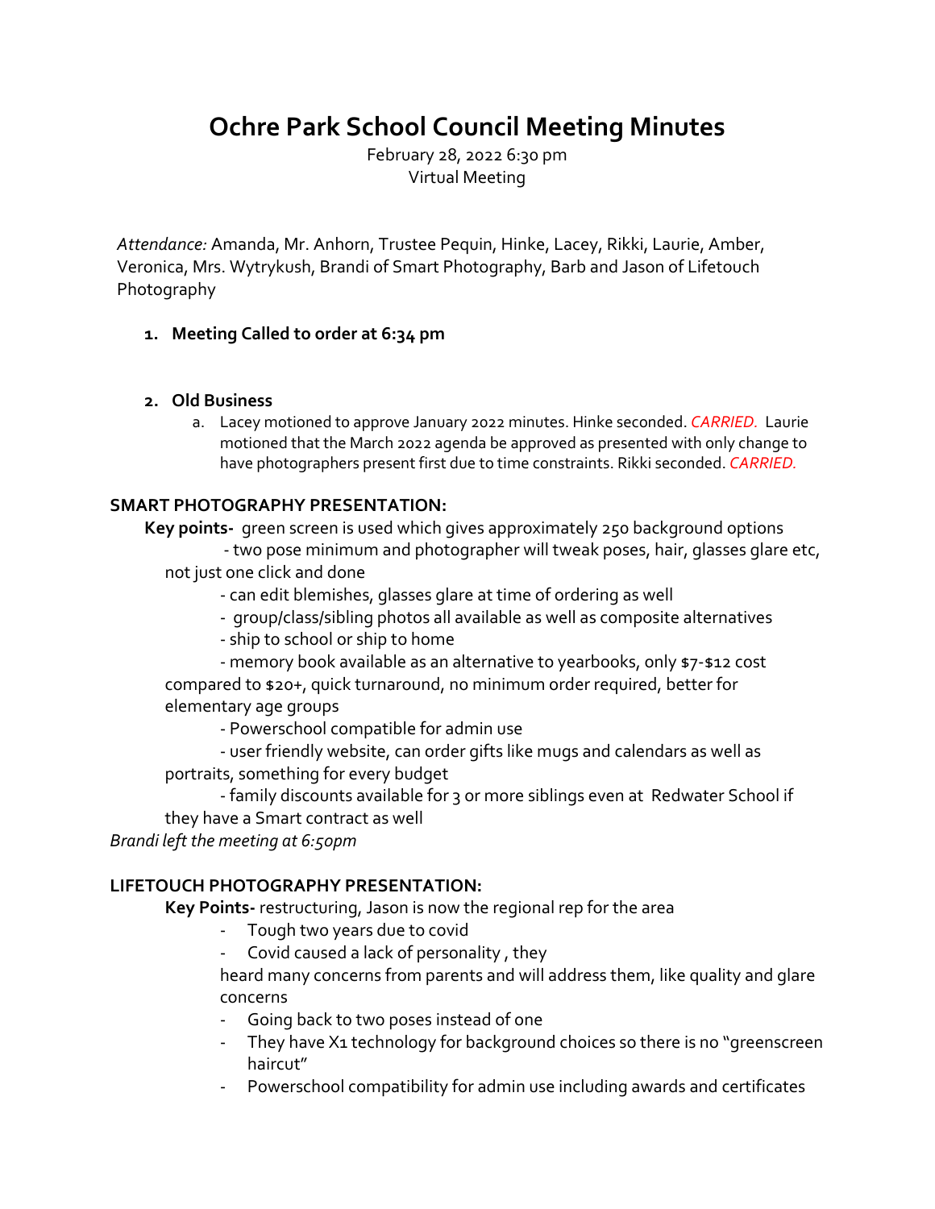# Ochre Park School Council Meeting Minutes

February 28, 2022 6:30 pm
Virtual Meeting

*Attendance:* Amanda, Mr. Anhorn, Trustee Pequin, Hinke, Lacey, Rikki, Laurie, Amber, Veronica, Mrs. Wytrykush, Brandi of Smart Photography, Barb and Jason of Lifetouch Photography

1. **Meeting Called to order at 6:34 pm**

2. **Old Business**
   a. Lacey motioned to approve January 2022 minutes. Hinke seconded. *CARRIED.* Laurie motioned that the March 2022 agenda be approved as presented with only change to have photographers present first due to time constraints. Rikki seconded. *CARRIED.*

**SMART PHOTOGRAPHY PRESENTATION:**

**Key points-** green screen is used which gives approximately 250 background options
- two pose minimum and photographer will tweak poses, hair, glasses glare etc, not just one click and done
- can edit blemishes, glasses glare at time of ordering as well
- group/class/sibling photos all available as well as composite alternatives
- ship to school or ship to home
- memory book available as an alternative to yearbooks, only $7-$12 cost compared to $20+, quick turnaround, no minimum order required, better for elementary age groups
- Powerschool compatible for admin use
- user friendly website, can order gifts like mugs and calendars as well as portraits, something for every budget
- family discounts available for 3 or more siblings even at Redwater School if they have a Smart contract as well

*Brandi left the meeting at 6:50pm*

**LIFETOUCH PHOTOGRAPHY PRESENTATION:**

**Key Points-** restructuring, Jason is now the regional rep for the area
- Tough two years due to covid
- Covid caused a lack of personality , they heard many concerns from parents and will address them, like quality and glare concerns
- Going back to two poses instead of one
- They have X1 technology for background choices so there is no "greenscreen haircut"
- Powerschool compatibility for admin use including awards and certificates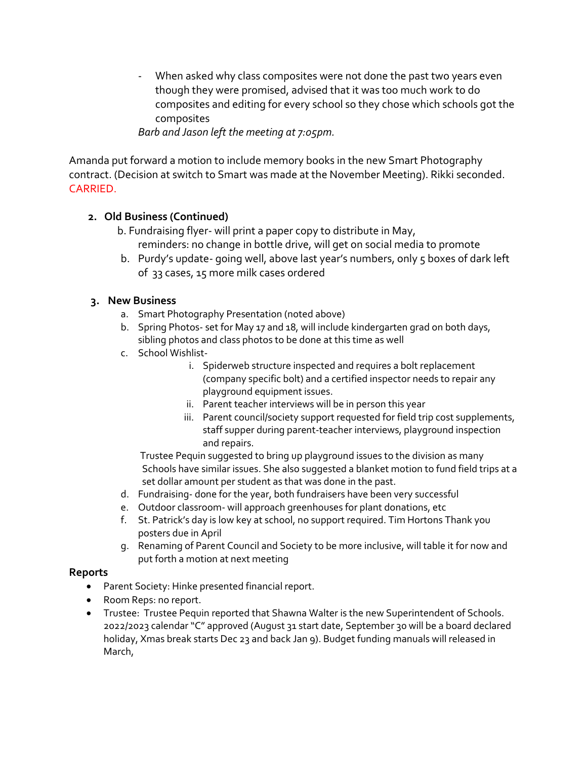- When asked why class composites were not done the past two years even though they were promised, advised that it was too much work to do composites and editing for every school so they chose which schools got the composites

*Barb and Jason left the meeting at 7:05pm.*

Amanda put forward a motion to include memory books in the new Smart Photography contract. (Decision at switch to Smart was made at the November Meeting). Rikki seconded. CARRIED.

**2. Old Business (Continued)**

b. Fundraising flyer- will print a paper copy to distribute in May, reminders: no change in bottle drive, will get on social media to promote

b. Purdy's update- going well, above last year's numbers, only 5 boxes of dark left of 33 cases, 15 more milk cases ordered

**3. New Business**

a. Smart Photography Presentation (noted above)
b. Spring Photos- set for May 17 and 18, will include kindergarten grad on both days, sibling photos and class photos to be done at this time as well
c. School Wishlist-
    i. Spiderweb structure inspected and requires a bolt replacement (company specific bolt) and a certified inspector needs to repair any playground equipment issues.
    ii. Parent teacher interviews will be in person this year
    iii. Parent council/society support requested for field trip cost supplements, staff supper during parent-teacher interviews, playground inspection and repairs.

   Trustee Pequin suggested to bring up playground issues to the division as many Schools have similar issues. She also suggested a blanket motion to fund field trips at a set dollar amount per student as that was done in the past.
d. Fundraising- done for the year, both fundraisers have been very successful
e. Outdoor classroom- will approach greenhouses for plant donations, etc
f. St. Patrick's day is low key at school, no support required. Tim Hortons Thank you posters due in April
g. Renaming of Parent Council and Society to be more inclusive, will table it for now and put forth a motion at next meeting

**Reports**

- Parent Society: Hinke presented financial report.
- Room Reps: no report.
- Trustee: Trustee Pequin reported that Shawna Walter is the new Superintendent of Schools. 2022/2023 calendar "C" approved (August 31 start date, September 30 will be a board declared holiday, Xmas break starts Dec 23 and back Jan 9). Budget funding manuals will released in March,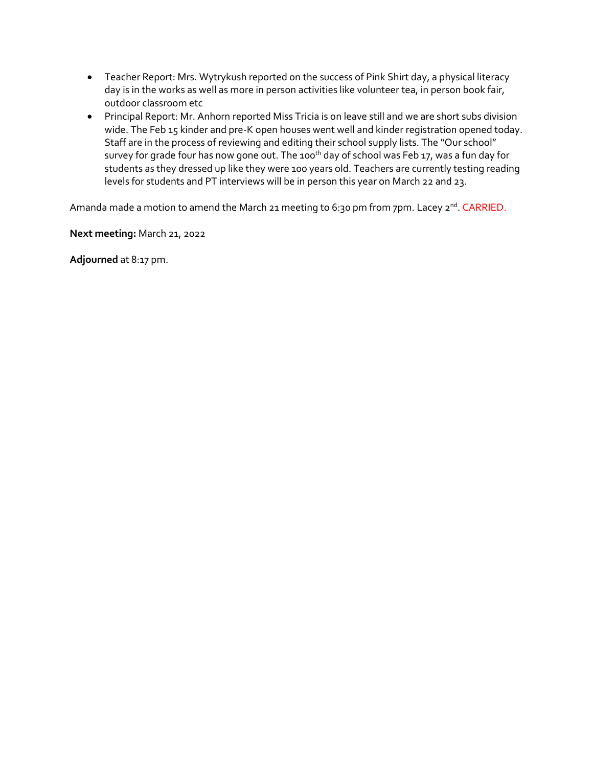- Teacher Report: Mrs. Wytrykush reported on the success of Pink Shirt day, a physical literacy day is in the works as well as more in person activities like volunteer tea, in person book fair, outdoor classroom etc
- Principal Report: Mr. Anhorn reported Miss Tricia is on leave still and we are short subs division wide. The Feb 15 kinder and pre-K open houses went well and kinder registration opened today. Staff are in the process of reviewing and editing their school supply lists. The "Our school" survey for grade four has now gone out. The 100th day of school was Feb 17, was a fun day for students as they dressed up like they were 100 years old. Teachers are currently testing reading levels for students and PT interviews will be in person this year on March 22 and 23.

Amanda made a motion to amend the March 21 meeting to 6:30 pm from 7pm. Lacey 2nd. CARRIED.

**Next meeting:** March 21, 2022

**Adjourned** at 8:17 pm.